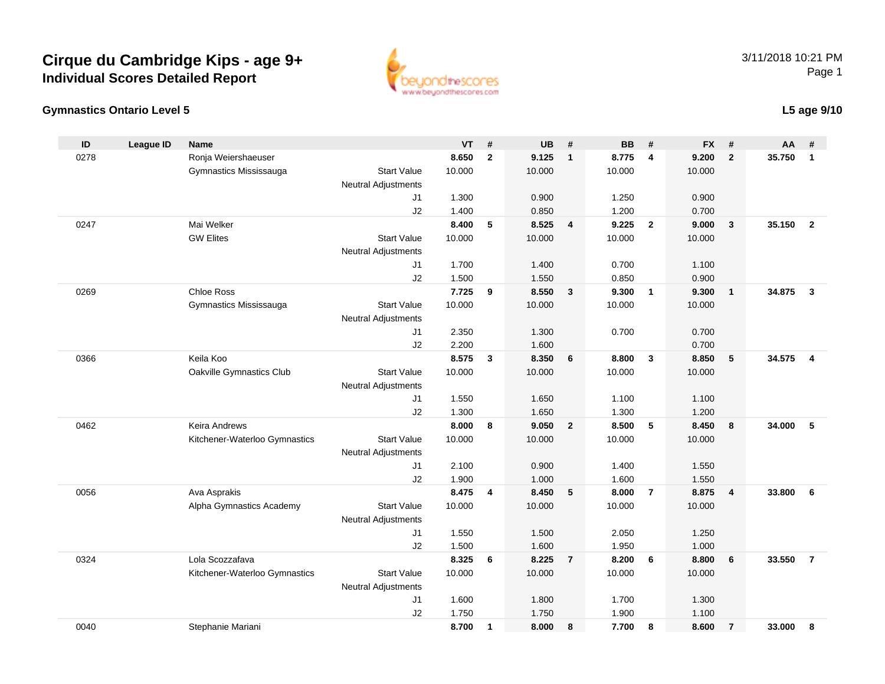# Cirque du Cambridge Kips - age 9+

## Individual Scores Detailed Report

3/11/2018 10:21 PM

### Gymnastics Ontario Level 5

**L5 age 9/10**

| ID | League ID | Name | | VT | # | UB | # | BB | # | FX | # | AA | # |
|---|---|---|---|---|---|---|---|---|---|---|---|---|---|
| 0278 | | Ronja Weiershaeuser | | **8.650** | **2** | **9.125** | **1** | **8.775** | **4** | **9.200** | **2** | **35.750** | **1** |
| | | Gymnastics Mississauga | Start Value | 10.000 | | 10.000 | | 10.000 | | 10.000 | | | |
| | | | Neutral Adjustments | | | | | | | | | | |
| | | | J1 | 1.300 | | 0.900 | | 1.250 | | 0.900 | | | |
| | | | J2 | 1.400 | | 0.850 | | 1.200 | | 0.700 | | | |
| 0247 | | Mai Welker | | **8.400** | **5** | **8.525** | **4** | **9.225** | **2** | **9.000** | **3** | **35.150** | **2** |
| | | GW Elites | Start Value | 10.000 | | 10.000 | | 10.000 | | 10.000 | | | |
| | | | Neutral Adjustments | | | | | | | | | | |
| | | | J1 | 1.700 | | 1.400 | | 0.700 | | 1.100 | | | |
| | | | J2 | 1.500 | | 1.550 | | 0.850 | | 0.900 | | | |
| 0269 | | Chloe Ross | | **7.725** | **9** | **8.550** | **3** | **9.300** | **1** | **9.300** | **1** | **34.875** | **3** |
| | | Gymnastics Mississauga | Start Value | 10.000 | | 10.000 | | 10.000 | | 10.000 | | | |
| | | | Neutral Adjustments | | | | | | | | | | |
| | | | J1 | 2.350 | | 1.300 | | 0.700 | | 0.700 | | | |
| | | | J2 | 2.200 | | 1.600 | | | | 0.700 | | | |
| 0366 | | Keila Koo | | **8.575** | **3** | **8.350** | **6** | **8.800** | **3** | **8.850** | **5** | **34.575** | **4** |
| | | Oakville Gymnastics Club | Start Value | 10.000 | | 10.000 | | 10.000 | | 10.000 | | | |
| | | | Neutral Adjustments | | | | | | | | | | |
| | | | J1 | 1.550 | | 1.650 | | 1.100 | | 1.100 | | | |
| | | | J2 | 1.300 | | 1.650 | | 1.300 | | 1.200 | | | |
| 0462 | | Keira Andrews | | **8.000** | **8** | **9.050** | **2** | **8.500** | **5** | **8.450** | **8** | **34.000** | **5** |
| | | Kitchener-Waterloo Gymnastics | Start Value | 10.000 | | 10.000 | | 10.000 | | 10.000 | | | |
| | | | Neutral Adjustments | | | | | | | | | | |
| | | | J1 | 2.100 | | 0.900 | | 1.400 | | 1.550 | | | |
| | | | J2 | 1.900 | | 1.000 | | 1.600 | | 1.550 | | | |
| 0056 | | Ava Asprakis | | **8.475** | **4** | **8.450** | **5** | **8.000** | **7** | **8.875** | **4** | **33.800** | **6** |
| | | Alpha Gymnastics Academy | Start Value | 10.000 | | 10.000 | | 10.000 | | 10.000 | | | |
| | | | Neutral Adjustments | | | | | | | | | | |
| | | | J1 | 1.550 | | 1.500 | | 2.050 | | 1.250 | | | |
| | | | J2 | 1.500 | | 1.600 | | 1.950 | | 1.000 | | | |
| 0324 | | Lola Scozzafava | | **8.325** | **6** | **8.225** | **7** | **8.200** | **6** | **8.800** | **6** | **33.550** | **7** |
| | | Kitchener-Waterloo Gymnastics | Start Value | 10.000 | | 10.000 | | 10.000 | | 10.000 | | | |
| | | | Neutral Adjustments | | | | | | | | | | |
| | | | J1 | 1.600 | | 1.800 | | 1.700 | | 1.300 | | | |
| | | | J2 | 1.750 | | 1.750 | | 1.900 | | 1.100 | | | |
| 0040 | | Stephanie Mariani | | **8.700** | **1** | **8.000** | **8** | **7.700** | **8** | **8.600** | **7** | **33.000** | **8** |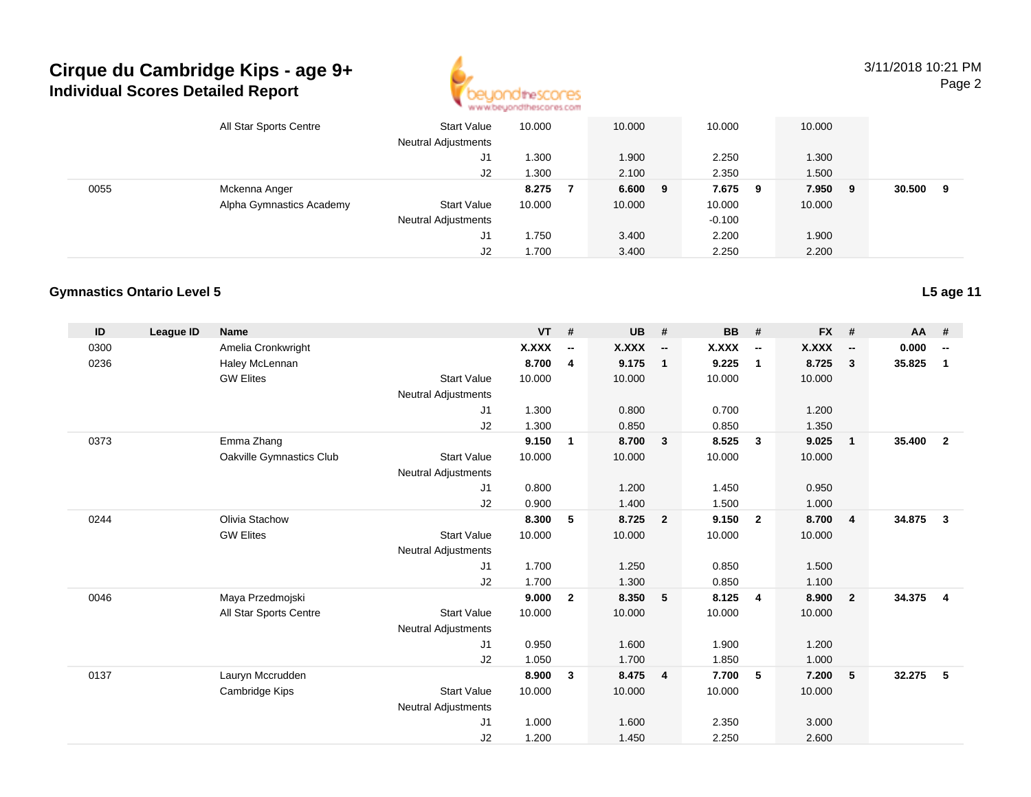# Cirque du Cambridge Kips - age 9+
## Individual Scores Detailed Report

| ID | League ID | Name | | VT | # | UB | # | BB | # | FX | # | AA | # |
|---|---|---|---|---|---|---|---|---|---|---|---|---|---|
| | | All Star Sports Centre | Start Value | 10.000 | | 10.000 | | 10.000 | | 10.000 | | | |
| | | | Neutral Adjustments | | | | | | | | | | |
| | | | J1 | 1.300 | | 1.900 | | 2.250 | | 1.300 | | | |
| | | | J2 | 1.300 | | 2.100 | | 2.350 | | 1.500 | | | |
| 0055 | | Mckenna Anger | | **8.275** | **7** | **6.600** | **9** | **7.675** | **9** | **7.950** | **9** | **30.500** | **9** |
| | | Alpha Gymnastics Academy | Start Value | 10.000 | | 10.000 | | 10.000 | | 10.000 | | | |
| | | | Neutral Adjustments | | | | | -0.100 | | | | | |
| | | | J1 | 1.750 | | 3.400 | | 2.200 | | 1.900 | | | |
| | | | J2 | 1.700 | | 3.400 | | 2.250 | | 2.200 | | | |

### Gymnastics Ontario Level 5

**L5 age 11**

| ID | League ID | Name | | VT | # | UB | # | BB | # | FX | # | AA | # |
|---|---|---|---|---|---|---|---|---|---|---|---|---|---|
| 0300 | | Amelia Cronkwright | | **X.XXX** | **--** | **X.XXX** | **--** | **X.XXX** | **--** | **X.XXX** | **--** | **0.000** | **--** |
| 0236 | | Haley McLennan | | **8.700** | **4** | **9.175** | **1** | **9.225** | **1** | **8.725** | **3** | **35.825** | **1** |
| | | GW Elites | Start Value | 10.000 | | 10.000 | | 10.000 | | 10.000 | | | |
| | | | Neutral Adjustments | | | | | | | | | | |
| | | | J1 | 1.300 | | 0.800 | | 0.700 | | 1.200 | | | |
| | | | J2 | 1.300 | | 0.850 | | 0.850 | | 1.350 | | | |
| 0373 | | Emma Zhang | | **9.150** | **1** | **8.700** | **3** | **8.525** | **3** | **9.025** | **1** | **35.400** | **2** |
| | | Oakville Gymnastics Club | Start Value | 10.000 | | 10.000 | | 10.000 | | 10.000 | | | |
| | | | Neutral Adjustments | | | | | | | | | | |
| | | | J1 | 0.800 | | 1.200 | | 1.450 | | 0.950 | | | |
| | | | J2 | 0.900 | | 1.400 | | 1.500 | | 1.000 | | | |
| 0244 | | Olivia Stachow | | **8.300** | **5** | **8.725** | **2** | **9.150** | **2** | **8.700** | **4** | **34.875** | **3** |
| | | GW Elites | Start Value | 10.000 | | 10.000 | | 10.000 | | 10.000 | | | |
| | | | Neutral Adjustments | | | | | | | | | | |
| | | | J1 | 1.700 | | 1.250 | | 0.850 | | 1.500 | | | |
| | | | J2 | 1.700 | | 1.300 | | 0.850 | | 1.100 | | | |
| 0046 | | Maya Przedmojski | | **9.000** | **2** | **8.350** | **5** | **8.125** | **4** | **8.900** | **2** | **34.375** | **4** |
| | | All Star Sports Centre | Start Value | 10.000 | | 10.000 | | 10.000 | | 10.000 | | | |
| | | | Neutral Adjustments | | | | | | | | | | |
| | | | J1 | 0.950 | | 1.600 | | 1.900 | | 1.200 | | | |
| | | | J2 | 1.050 | | 1.700 | | 1.850 | | 1.000 | | | |
| 0137 | | Lauryn Mccrudden | | **8.900** | **3** | **8.475** | **4** | **7.700** | **5** | **7.200** | **5** | **32.275** | **5** |
| | | Cambridge Kips | Start Value | 10.000 | | 10.000 | | 10.000 | | 10.000 | | | |
| | | | Neutral Adjustments | | | | | | | | | | |
| | | | J1 | 1.000 | | 1.600 | | 2.350 | | 3.000 | | | |
| | | | J2 | 1.200 | | 1.450 | | 2.250 | | 2.600 | | | |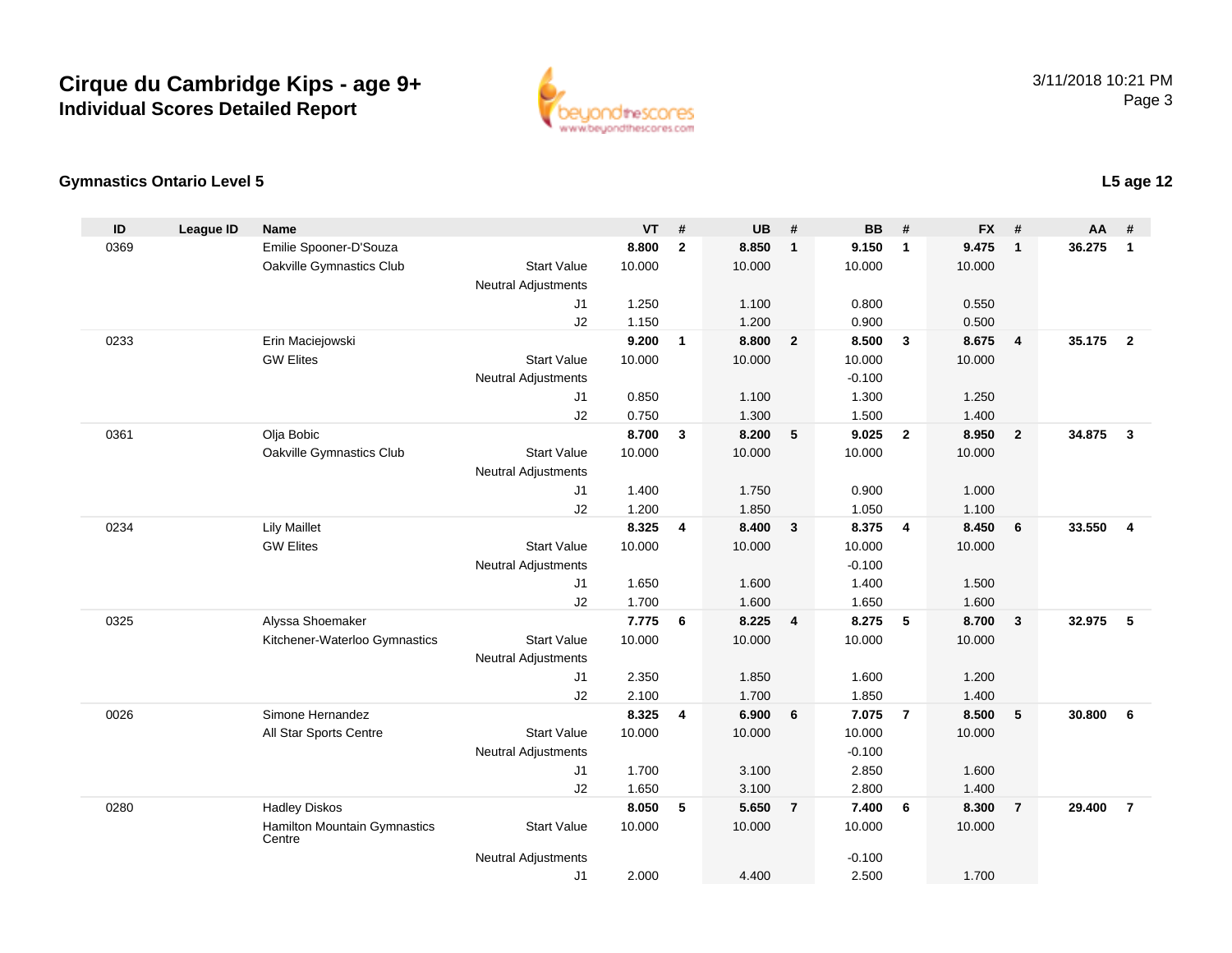# Cirque du Cambridge Kips - age 9+

## Individual Scores Detailed Report

3/11/2018 10:21 PM

### Gymnastics Ontario Level 5

**L5 age 12**

| ID | League ID | Name | | VT | # | UB | # | BB | # | FX | # | AA | # |
|---|---|---|---|---|---|---|---|---|---|---|---|---|---|
| 0369 | | Emilie Spooner-D'Souza | | **8.800** | **2** | **8.850** | **1** | **9.150** | **1** | **9.475** | **1** | **36.275** | **1** |
| | | Oakville Gymnastics Club | Start Value | 10.000 | | 10.000 | | 10.000 | | 10.000 | | | |
| | | | Neutral Adjustments | | | | | | | | | | |
| | | | J1 | 1.250 | | 1.100 | | 0.800 | | 0.550 | | | |
| | | | J2 | 1.150 | | 1.200 | | 0.900 | | 0.500 | | | |
| 0233 | | Erin Maciejowski | | **9.200** | **1** | **8.800** | **2** | **8.500** | **3** | **8.675** | **4** | **35.175** | **2** |
| | | GW Elites | Start Value | 10.000 | | 10.000 | | 10.000 | | 10.000 | | | |
| | | | Neutral Adjustments | | | | | -0.100 | | | | | |
| | | | J1 | 0.850 | | 1.100 | | 1.300 | | 1.250 | | | |
| | | | J2 | 0.750 | | 1.300 | | 1.500 | | 1.400 | | | |
| 0361 | | Olja Bobic | | **8.700** | **3** | **8.200** | **5** | **9.025** | **2** | **8.950** | **2** | **34.875** | **3** |
| | | Oakville Gymnastics Club | Start Value | 10.000 | | 10.000 | | 10.000 | | 10.000 | | | |
| | | | Neutral Adjustments | | | | | | | | | | |
| | | | J1 | 1.400 | | 1.750 | | 0.900 | | 1.000 | | | |
| | | | J2 | 1.200 | | 1.850 | | 1.050 | | 1.100 | | | |
| 0234 | | Lily Maillet | | **8.325** | **4** | **8.400** | **3** | **8.375** | **4** | **8.450** | **6** | **33.550** | **4** |
| | | GW Elites | Start Value | 10.000 | | 10.000 | | 10.000 | | 10.000 | | | |
| | | | Neutral Adjustments | | | | | -0.100 | | | | | |
| | | | J1 | 1.650 | | 1.600 | | 1.400 | | 1.500 | | | |
| | | | J2 | 1.700 | | 1.600 | | 1.650 | | 1.600 | | | |
| 0325 | | Alyssa Shoemaker | | **7.775** | **6** | **8.225** | **4** | **8.275** | **5** | **8.700** | **3** | **32.975** | **5** |
| | | Kitchener-Waterloo Gymnastics | Start Value | 10.000 | | 10.000 | | 10.000 | | 10.000 | | | |
| | | | Neutral Adjustments | | | | | | | | | | |
| | | | J1 | 2.350 | | 1.850 | | 1.600 | | 1.200 | | | |
| | | | J2 | 2.100 | | 1.700 | | 1.850 | | 1.400 | | | |
| 0026 | | Simone Hernandez | | **8.325** | **4** | **6.900** | **6** | **7.075** | **7** | **8.500** | **5** | **30.800** | **6** |
| | | All Star Sports Centre | Start Value | 10.000 | | 10.000 | | 10.000 | | 10.000 | | | |
| | | | Neutral Adjustments | | | | | -0.100 | | | | | |
| | | | J1 | 1.700 | | 3.100 | | 2.850 | | 1.600 | | | |
| | | | J2 | 1.650 | | 3.100 | | 2.800 | | 1.400 | | | |
| 0280 | | Hadley Diskos | | **8.050** | **5** | **5.650** | **7** | **7.400** | **6** | **8.300** | **7** | **29.400** | **7** |
| | | Hamilton Mountain Gymnastics Centre | Start Value | 10.000 | | 10.000 | | 10.000 | | 10.000 | | | |
| | | | Neutral Adjustments | | | | | -0.100 | | | | | |
| | | | J1 | 2.000 | | 4.400 | | 2.500 | | 1.700 | | | |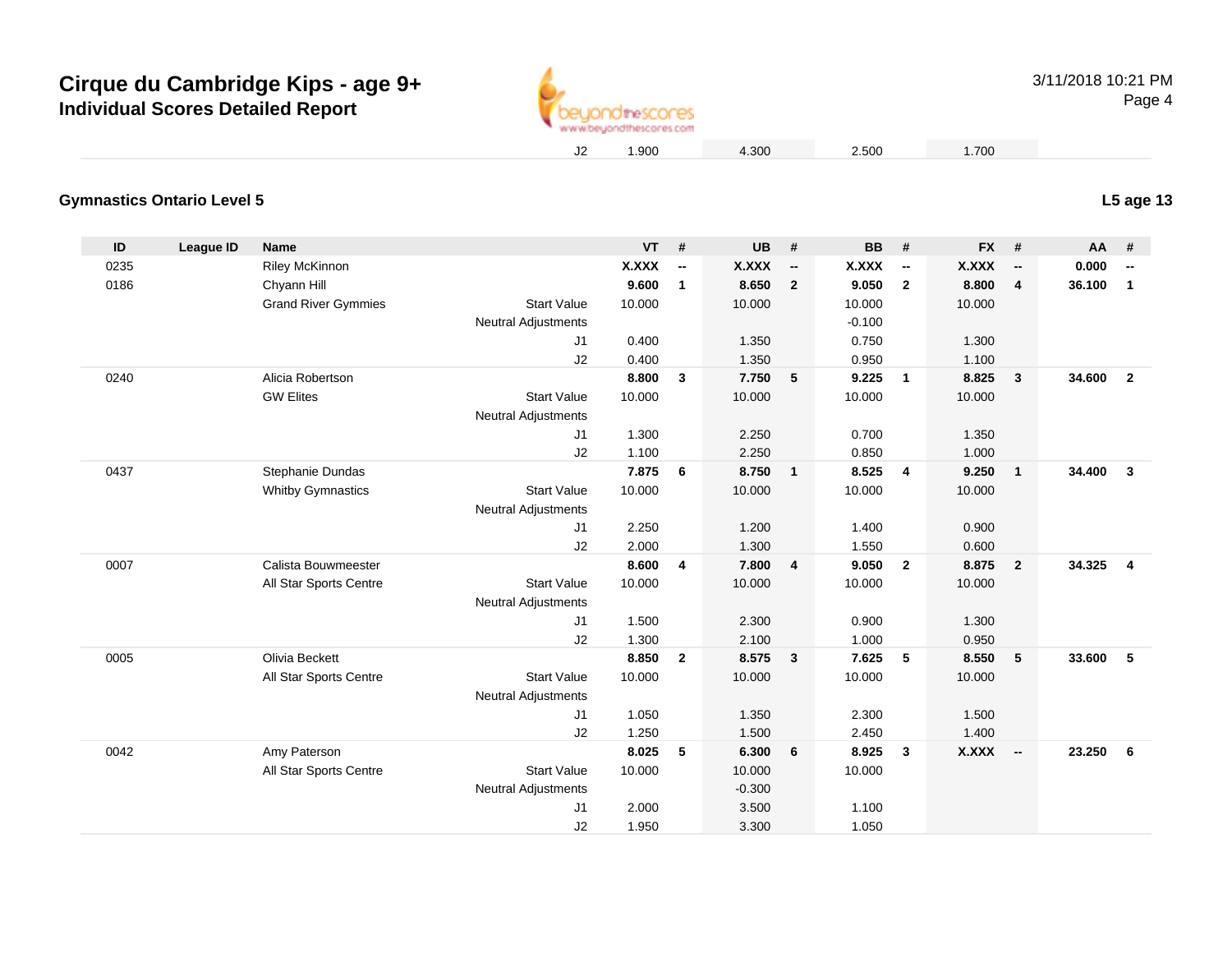# Cirque du Cambridge Kips - age 9+

## Individual Scores Detailed Report

| | | | | | | | | | |
|---|---|---|---|---|---|---|---|---|---|
| J2 | 1.900 | | 4.300 | | 2.500 | | 1.700 | | |

### Gymnastics Ontario Level 5

**L5 age 13**

| ID | League ID | Name | | VT | # | UB | # | BB | # | FX | # | AA | # |
|---|---|---|---|---|---|---|---|---|---|---|---|---|---|
| 0235 | | Riley McKinnon | | **X.XXX** | **--** | **X.XXX** | **--** | **X.XXX** | **--** | **X.XXX** | **--** | **0.000** | **--** |
| 0186 | | Chyann Hill | | **9.600** | **1** | **8.650** | **2** | **9.050** | **2** | **8.800** | **4** | **36.100** | **1** |
| | | Grand River Gymmies | Start Value | 10.000 | | 10.000 | | 10.000 | | 10.000 | | | |
| | | | Neutral Adjustments | | | | | -0.100 | | | | | |
| | | | J1 | 0.400 | | 1.350 | | 0.750 | | 1.300 | | | |
| | | | J2 | 0.400 | | 1.350 | | 0.950 | | 1.100 | | | |
| 0240 | | Alicia Robertson | | **8.800** | **3** | **7.750** | **5** | **9.225** | **1** | **8.825** | **3** | **34.600** | **2** |
| | | GW Elites | Start Value | 10.000 | | 10.000 | | 10.000 | | 10.000 | | | |
| | | | Neutral Adjustments | | | | | | | | | | |
| | | | J1 | 1.300 | | 2.250 | | 0.700 | | 1.350 | | | |
| | | | J2 | 1.100 | | 2.250 | | 0.850 | | 1.000 | | | |
| 0437 | | Stephanie Dundas | | **7.875** | **6** | **8.750** | **1** | **8.525** | **4** | **9.250** | **1** | **34.400** | **3** |
| | | Whitby Gymnastics | Start Value | 10.000 | | 10.000 | | 10.000 | | 10.000 | | | |
| | | | Neutral Adjustments | | | | | | | | | | |
| | | | J1 | 2.250 | | 1.200 | | 1.400 | | 0.900 | | | |
| | | | J2 | 2.000 | | 1.300 | | 1.550 | | 0.600 | | | |
| 0007 | | Calista Bouwmeester | | **8.600** | **4** | **7.800** | **4** | **9.050** | **2** | **8.875** | **2** | **34.325** | **4** |
| | | All Star Sports Centre | Start Value | 10.000 | | 10.000 | | 10.000 | | 10.000 | | | |
| | | | Neutral Adjustments | | | | | | | | | | |
| | | | J1 | 1.500 | | 2.300 | | 0.900 | | 1.300 | | | |
| | | | J2 | 1.300 | | 2.100 | | 1.000 | | 0.950 | | | |
| 0005 | | Olivia Beckett | | **8.850** | **2** | **8.575** | **3** | **7.625** | **5** | **8.550** | **5** | **33.600** | **5** |
| | | All Star Sports Centre | Start Value | 10.000 | | 10.000 | | 10.000 | | 10.000 | | | |
| | | | Neutral Adjustments | | | | | | | | | | |
| | | | J1 | 1.050 | | 1.350 | | 2.300 | | 1.500 | | | |
| | | | J2 | 1.250 | | 1.500 | | 2.450 | | 1.400 | | | |
| 0042 | | Amy Paterson | | **8.025** | **5** | **6.300** | **6** | **8.925** | **3** | **X.XXX** | **--** | **23.250** | **6** |
| | | All Star Sports Centre | Start Value | 10.000 | | 10.000 | | 10.000 | | | | | |
| | | | Neutral Adjustments | | | -0.300 | | | | | | | |
| | | | J1 | 2.000 | | 3.500 | | 1.100 | | | | | |
| | | | J2 | 1.950 | | 3.300 | | 1.050 | | | | | |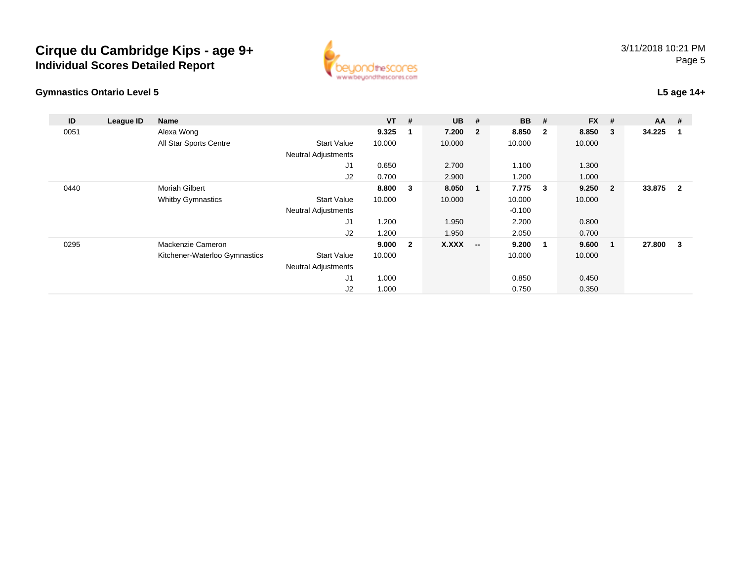# Cirque du Cambridge Kips - age 9+

## Individual Scores Detailed Report

3/11/2018 10:21 PM

### Gymnastics Ontario Level 5

### L5 age 14+

| ID | League ID | Name | | VT | # | UB | # | BB | # | FX | # | AA | # |
|---|---|---|---|---|---|---|---|---|---|---|---|---|---|
| 0051 | | Alexa Wong | | **9.325** | **1** | **7.200** | **2** | **8.850** | **2** | **8.850** | **3** | **34.225** | **1** |
| | | All Star Sports Centre | Start Value | 10.000 | | 10.000 | | 10.000 | | 10.000 | | | |
| | | | Neutral Adjustments | | | | | | | | | | |
| | | | J1 | 0.650 | | 2.700 | | 1.100 | | 1.300 | | | |
| | | | J2 | 0.700 | | 2.900 | | 1.200 | | 1.000 | | | |
| 0440 | | Moriah Gilbert | | **8.800** | **3** | **8.050** | **1** | **7.775** | **3** | **9.250** | **2** | **33.875** | **2** |
| | | Whitby Gymnastics | Start Value | 10.000 | | 10.000 | | 10.000 | | 10.000 | | | |
| | | | Neutral Adjustments | | | | | -0.100 | | | | | |
| | | | J1 | 1.200 | | 1.950 | | 2.200 | | 0.800 | | | |
| | | | J2 | 1.200 | | 1.950 | | 2.050 | | 0.700 | | | |
| 0295 | | Mackenzie Cameron | | **9.000** | **2** | **X.XXX** | **--** | **9.200** | **1** | **9.600** | **1** | **27.800** | **3** |
| | | Kitchener-Waterloo Gymnastics | Start Value | 10.000 | | | | 10.000 | | 10.000 | | | |
| | | | Neutral Adjustments | | | | | | | | | | |
| | | | J1 | 1.000 | | | | 0.850 | | 0.450 | | | |
| | | | J2 | 1.000 | | | | 0.750 | | 0.350 | | | |